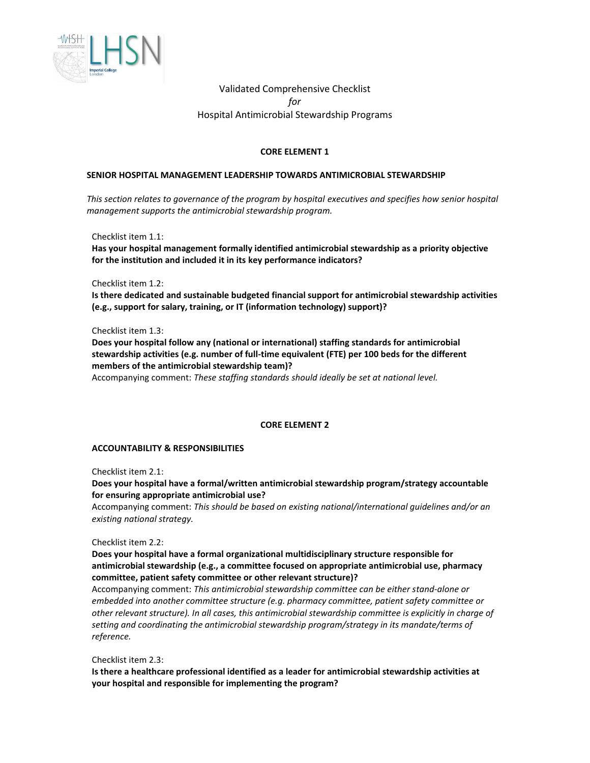# Validated Comprehensive Checklist
*for*
# Hospital Antimicrobial Stewardship Programs

## CORE ELEMENT 1

### SENIOR HOSPITAL MANAGEMENT LEADERSHIP TOWARDS ANTIMICROBIAL STEWARDSHIP

*This section relates to governance of the program by hospital executives and specifies how senior hospital management supports the antimicrobial stewardship program.*

Checklist item 1.1:
**Has your hospital management formally identified antimicrobial stewardship as a priority objective for the institution and included it in its key performance indicators?**

Checklist item 1.2:
**Is there dedicated and sustainable budgeted financial support for antimicrobial stewardship activities (e.g., support for salary, training, or IT (information technology) support)?**

Checklist item 1.3:
**Does your hospital follow any (national or international) staffing standards for antimicrobial stewardship activities (e.g. number of full-time equivalent (FTE) per 100 beds for the different members of the antimicrobial stewardship team)?**
Accompanying comment: *These staffing standards should ideally be set at national level.*

## CORE ELEMENT 2

### ACCOUNTABILITY & RESPONSIBILITIES

Checklist item 2.1:
**Does your hospital have a formal/written antimicrobial stewardship program/strategy accountable for ensuring appropriate antimicrobial use?**
Accompanying comment: *This should be based on existing national/international guidelines and/or an existing national strategy.*

Checklist item 2.2:
**Does your hospital have a formal organizational multidisciplinary structure responsible for antimicrobial stewardship (e.g., a committee focused on appropriate antimicrobial use, pharmacy committee, patient safety committee or other relevant structure)?**
Accompanying comment: *This antimicrobial stewardship committee can be either stand-alone or embedded into another committee structure (e.g. pharmacy committee, patient safety committee or other relevant structure). In all cases, this antimicrobial stewardship committee is explicitly in charge of setting and coordinating the antimicrobial stewardship program/strategy in its mandate/terms of reference.*

Checklist item 2.3:
**Is there a healthcare professional identified as a leader for antimicrobial stewardship activities at your hospital and responsible for implementing the program?**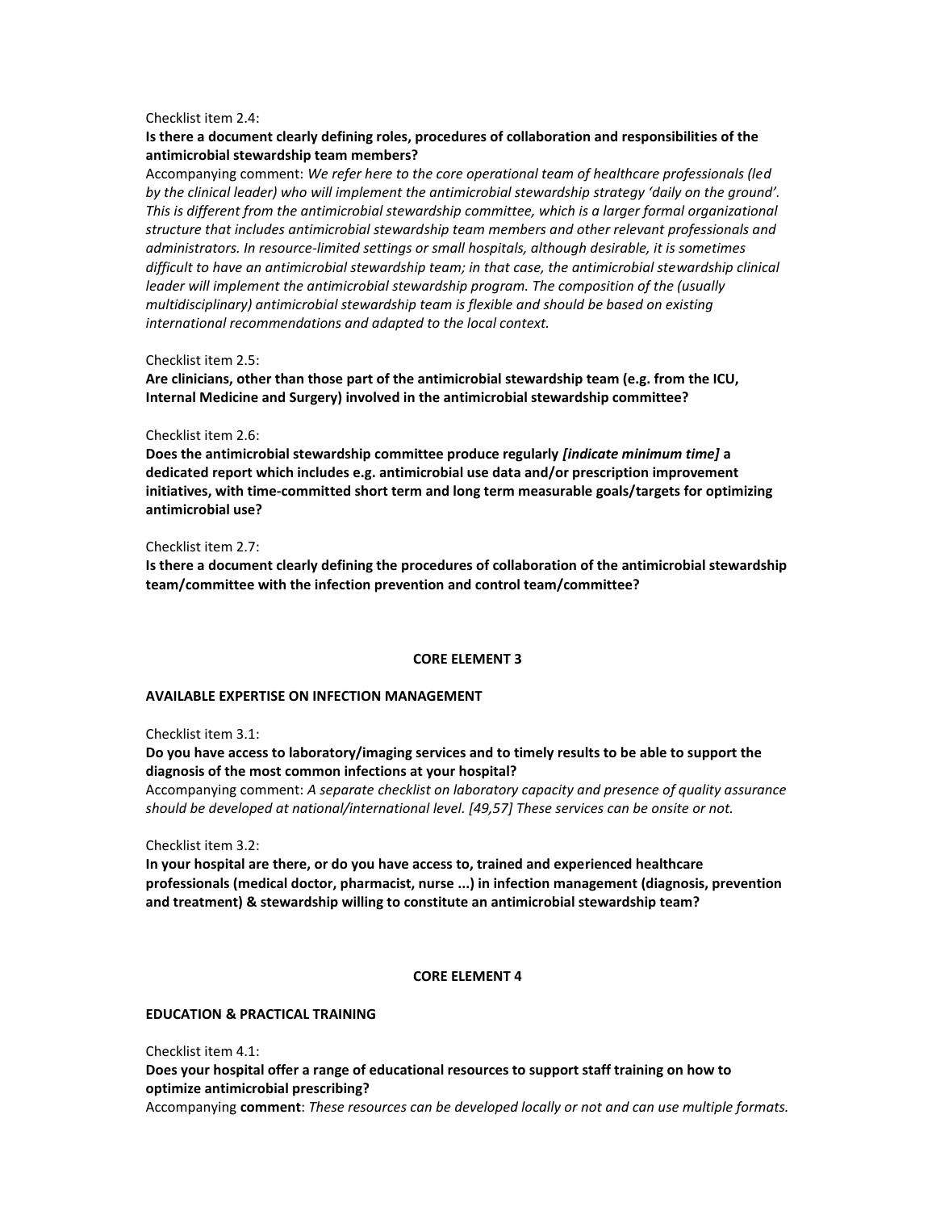Checklist item 2.4:

**Is there a document clearly defining roles, procedures of collaboration and responsibilities of the antimicrobial stewardship team members?**

Accompanying comment: *We refer here to the core operational team of healthcare professionals (led by the clinical leader) who will implement the antimicrobial stewardship strategy 'daily on the ground'. This is different from the antimicrobial stewardship committee, which is a larger formal organizational structure that includes antimicrobial stewardship team members and other relevant professionals and administrators. In resource-limited settings or small hospitals, although desirable, it is sometimes difficult to have an antimicrobial stewardship team; in that case, the antimicrobial stewardship clinical leader will implement the antimicrobial stewardship program. The composition of the (usually multidisciplinary) antimicrobial stewardship team is flexible and should be based on existing international recommendations and adapted to the local context.*

Checklist item 2.5:

**Are clinicians, other than those part of the antimicrobial stewardship team (e.g. from the ICU, Internal Medicine and Surgery) involved in the antimicrobial stewardship committee?**

Checklist item 2.6:

**Does the antimicrobial stewardship committee produce regularly *[indicate minimum time]* a dedicated report which includes e.g. antimicrobial use data and/or prescription improvement initiatives, with time-committed short term and long term measurable goals/targets for optimizing antimicrobial use?**

Checklist item 2.7:

**Is there a document clearly defining the procedures of collaboration of the antimicrobial stewardship team/committee with the infection prevention and control team/committee?**

## CORE ELEMENT 3

### AVAILABLE EXPERTISE ON INFECTION MANAGEMENT

Checklist item 3.1:

**Do you have access to laboratory/imaging services and to timely results to be able to support the diagnosis of the most common infections at your hospital?**

Accompanying comment: *A separate checklist on laboratory capacity and presence of quality assurance should be developed at national/international level. [49,57] These services can be onsite or not.*

Checklist item 3.2:

**In your hospital are there, or do you have access to, trained and experienced healthcare professionals (medical doctor, pharmacist, nurse ...) in infection management (diagnosis, prevention and treatment) & stewardship willing to constitute an antimicrobial stewardship team?**

## CORE ELEMENT 4

### EDUCATION & PRACTICAL TRAINING

Checklist item 4.1:

**Does your hospital offer a range of educational resources to support staff training on how to optimize antimicrobial prescribing?**

Accompanying **comment**: *These resources can be developed locally or not and can use multiple formats.*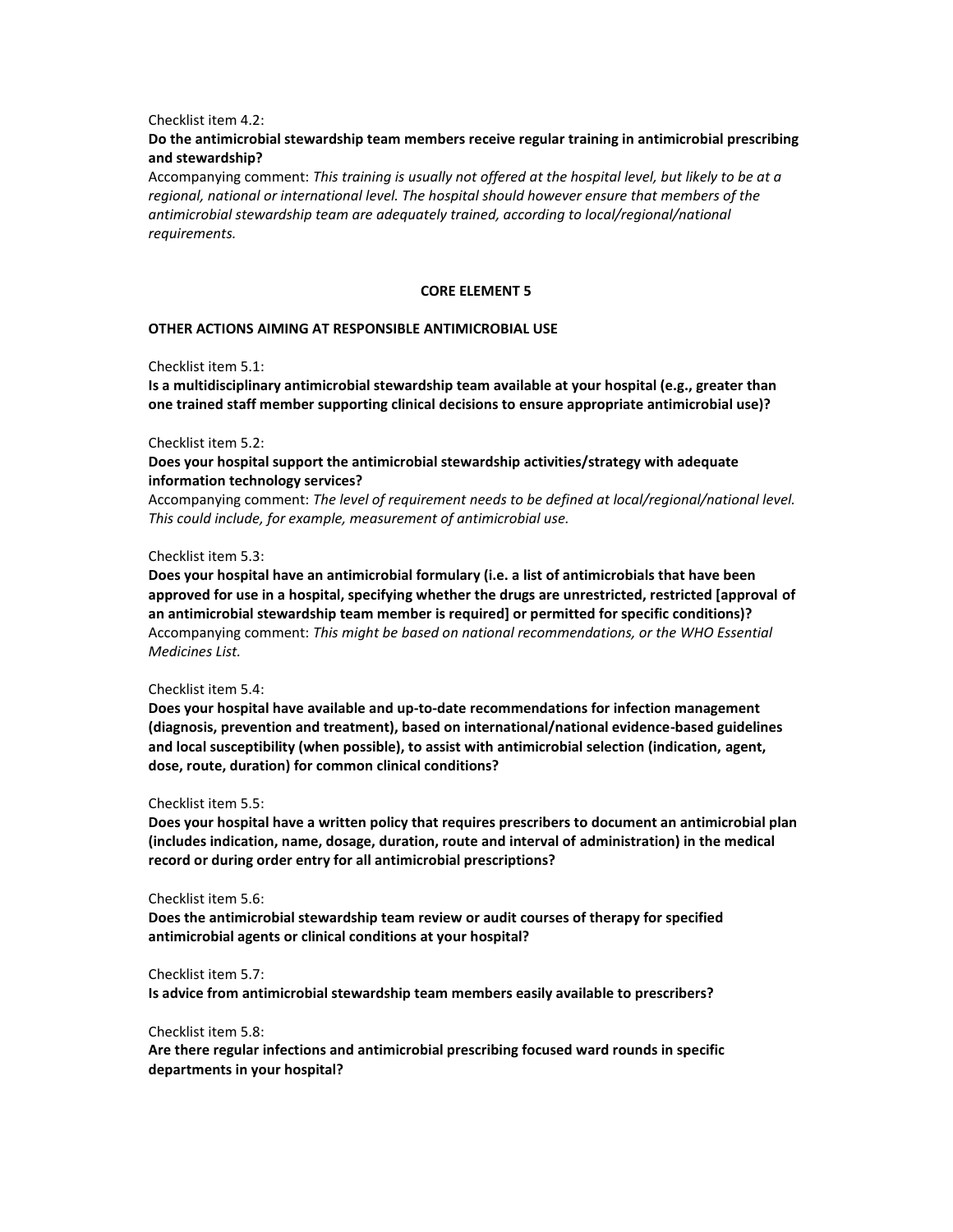Checklist item 4.2:

**Do the antimicrobial stewardship team members receive regular training in antimicrobial prescribing and stewardship?**

Accompanying comment: *This training is usually not offered at the hospital level, but likely to be at a regional, national or international level. The hospital should however ensure that members of the antimicrobial stewardship team are adequately trained, according to local/regional/national requirements.*

## CORE ELEMENT 5

### OTHER ACTIONS AIMING AT RESPONSIBLE ANTIMICROBIAL USE

Checklist item 5.1:

**Is a multidisciplinary antimicrobial stewardship team available at your hospital (e.g., greater than one trained staff member supporting clinical decisions to ensure appropriate antimicrobial use)?**

Checklist item 5.2:

**Does your hospital support the antimicrobial stewardship activities/strategy with adequate information technology services?**

Accompanying comment: *The level of requirement needs to be defined at local/regional/national level. This could include, for example, measurement of antimicrobial use.*

Checklist item 5.3:

**Does your hospital have an antimicrobial formulary (i.e. a list of antimicrobials that have been approved for use in a hospital, specifying whether the drugs are unrestricted, restricted [approval of an antimicrobial stewardship team member is required] or permitted for specific conditions)?**

Accompanying comment: *This might be based on national recommendations, or the WHO Essential Medicines List.*

Checklist item 5.4:

**Does your hospital have available and up-to-date recommendations for infection management (diagnosis, prevention and treatment), based on international/national evidence-based guidelines and local susceptibility (when possible), to assist with antimicrobial selection (indication, agent, dose, route, duration) for common clinical conditions?**

Checklist item 5.5:

**Does your hospital have a written policy that requires prescribers to document an antimicrobial plan (includes indication, name, dosage, duration, route and interval of administration) in the medical record or during order entry for all antimicrobial prescriptions?**

Checklist item 5.6:

**Does the antimicrobial stewardship team review or audit courses of therapy for specified antimicrobial agents or clinical conditions at your hospital?**

Checklist item 5.7:

**Is advice from antimicrobial stewardship team members easily available to prescribers?**

Checklist item 5.8:

**Are there regular infections and antimicrobial prescribing focused ward rounds in specific departments in your hospital?**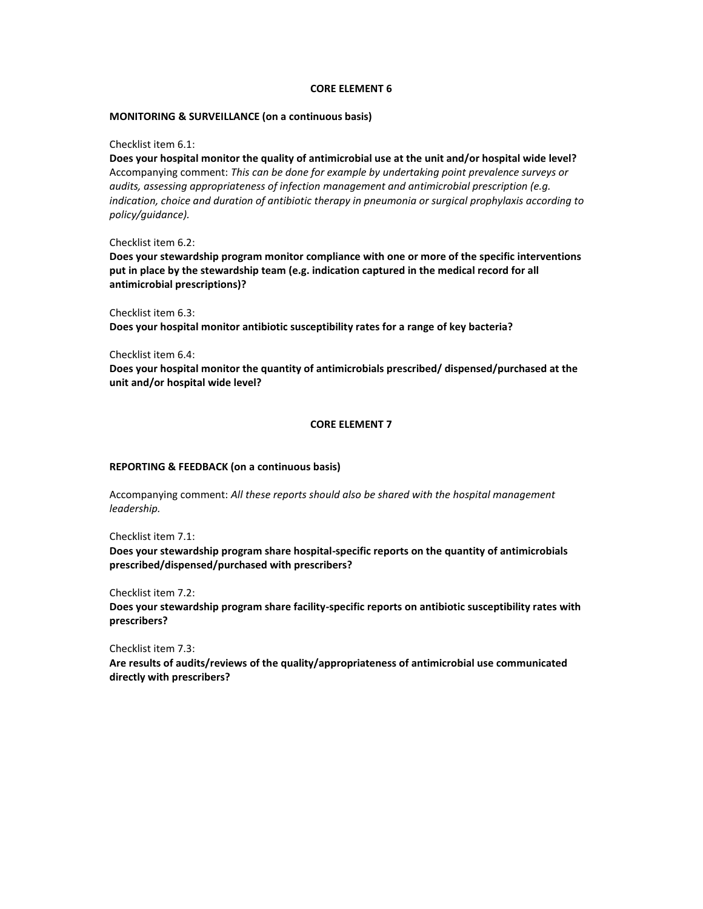## CORE ELEMENT 6

**MONITORING & SURVEILLANCE (on a continuous basis)**

Checklist item 6.1:

**Does your hospital monitor the quality of antimicrobial use at the unit and/or hospital wide level?**
Accompanying comment: *This can be done for example by undertaking point prevalence surveys or audits, assessing appropriateness of infection management and antimicrobial prescription (e.g. indication, choice and duration of antibiotic therapy in pneumonia or surgical prophylaxis according to policy/guidance).*

Checklist item 6.2:

**Does your stewardship program monitor compliance with one or more of the specific interventions put in place by the stewardship team (e.g. indication captured in the medical record for all antimicrobial prescriptions)?**

Checklist item 6.3:

**Does your hospital monitor antibiotic susceptibility rates for a range of key bacteria?**

Checklist item 6.4:

**Does your hospital monitor the quantity of antimicrobials prescribed/ dispensed/purchased at the unit and/or hospital wide level?**

## CORE ELEMENT 7

**REPORTING & FEEDBACK (on a continuous basis)**

Accompanying comment: *All these reports should also be shared with the hospital management leadership.*

Checklist item 7.1:

**Does your stewardship program share hospital-specific reports on the quantity of antimicrobials prescribed/dispensed/purchased with prescribers?**

Checklist item 7.2:

**Does your stewardship program share facility-specific reports on antibiotic susceptibility rates with prescribers?**

Checklist item 7.3:

**Are results of audits/reviews of the quality/appropriateness of antimicrobial use communicated directly with prescribers?**